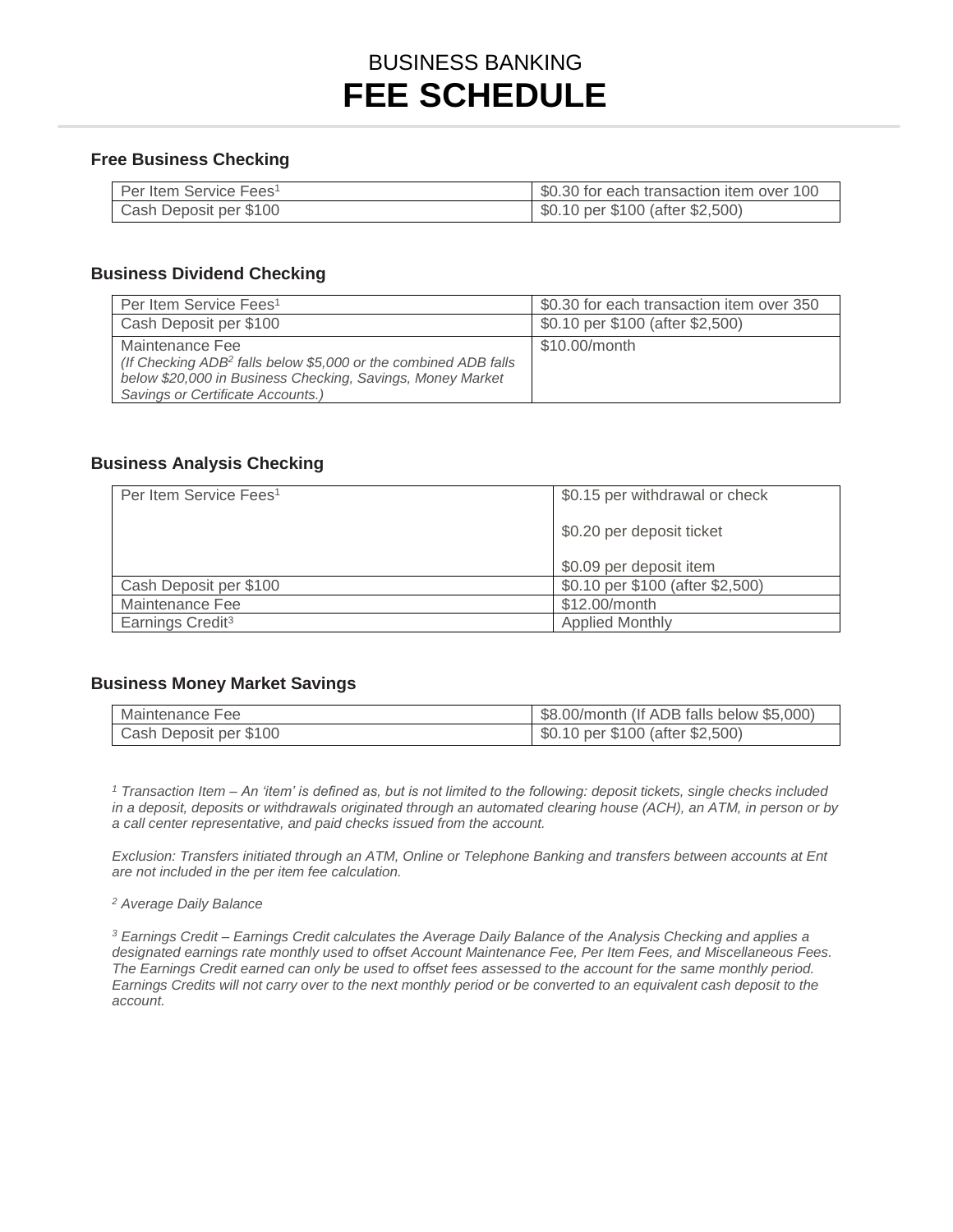BUSINESS BANKING

# FEE SCHEDULE

### Free Business Checking

| | |
|---|---|
| Per Item Service Fees[1] | $0.30 for each transaction item over 100 |
| Cash Deposit per $100 | $0.10 per $100 (after $2,500) |

### Business Dividend Checking

| | |
|---|---|
| Per Item Service Fees[1] | $0.30 for each transaction item over 350 |
| Cash Deposit per $100 | $0.10 per $100 (after $2,500) |
| Maintenance Fee *(If Checking ADB[2] falls below $5,000 or the combined ADB falls below $20,000 in Business Checking, Savings, Money Market Savings or Certificate Accounts.)* | $10.00/month |

### Business Analysis Checking

| | |
|---|---|
| Per Item Service Fees[1] | $0.15 per withdrawal or check<br><br>$0.20 per deposit ticket<br><br>$0.09 per deposit item |
| Cash Deposit per $100 | $0.10 per $100 (after $2,500) |
| Maintenance Fee | $12.00/month |
| Earnings Credit[3] | Applied Monthly |

### Business Money Market Savings

| | |
|---|---|
| Maintenance Fee | $8.00/month (If ADB falls below $5,000) |
| Cash Deposit per $100 | $0.10 per $100 (after $2,500) |

*[1] Transaction Item – An 'item' is defined as, but is not limited to the following: deposit tickets, single checks included in a deposit, deposits or withdrawals originated through an automated clearing house (ACH), an ATM, in person or by a call center representative, and paid checks issued from the account.*

*Exclusion: Transfers initiated through an ATM, Online or Telephone Banking and transfers between accounts at Ent are not included in the per item fee calculation.*

*[2] Average Daily Balance*

*[3] Earnings Credit – Earnings Credit calculates the Average Daily Balance of the Analysis Checking and applies a designated earnings rate monthly used to offset Account Maintenance Fee, Per Item Fees, and Miscellaneous Fees. The Earnings Credit earned can only be used to offset fees assessed to the account for the same monthly period. Earnings Credits will not carry over to the next monthly period or be converted to an equivalent cash deposit to the account.*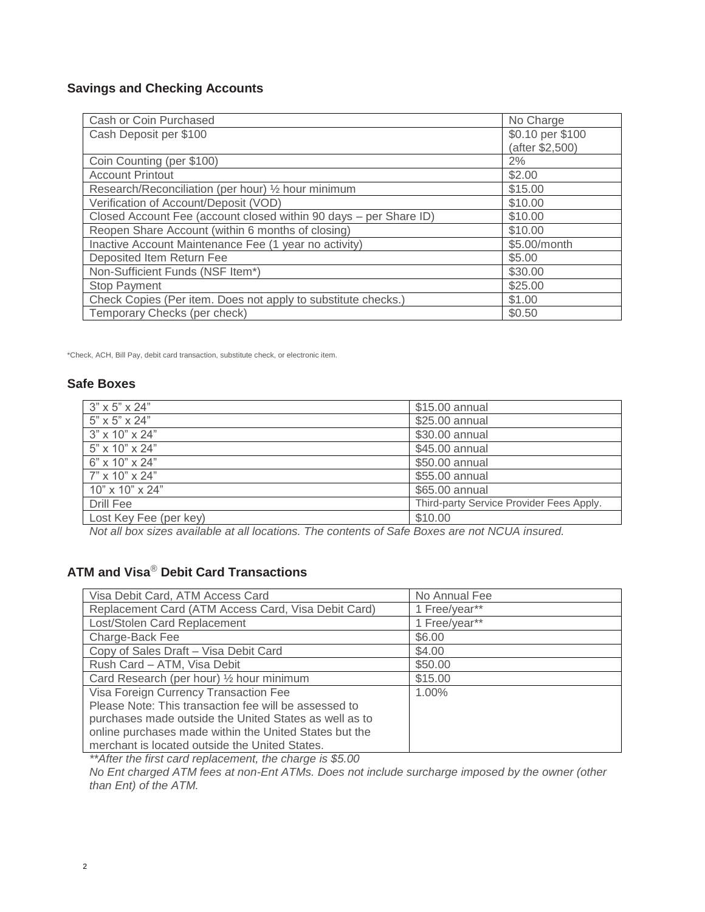## Savings and Checking Accounts

| | |
|---|---|
| Cash or Coin Purchased | No Charge |
| Cash Deposit per $100 | $0.10 per $100 (after $2,500) |
| Coin Counting (per $100) | 2% |
| Account Printout | $2.00 |
| Research/Reconciliation (per hour) ½ hour minimum | $15.00 |
| Verification of Account/Deposit (VOD) | $10.00 |
| Closed Account Fee (account closed within 90 days – per Share ID) | $10.00 |
| Reopen Share Account (within 6 months of closing) | $10.00 |
| Inactive Account Maintenance Fee (1 year no activity) | $5.00/month |
| Deposited Item Return Fee | $5.00 |
| Non-Sufficient Funds (NSF Item*) | $30.00 |
| Stop Payment | $25.00 |
| Check Copies (Per item. Does not apply to substitute checks.) | $1.00 |
| Temporary Checks (per check) | $0.50 |

*Check, ACH, Bill Pay, debit card transaction, substitute check, or electronic item.

## Safe Boxes

| | |
|---|---|
| 3” x 5” x 24” | $15.00 annual |
| 5” x 5” x 24” | $25.00 annual |
| 3” x 10” x 24” | $30.00 annual |
| 5” x 10” x 24” | $45.00 annual |
| 6” x 10” x 24” | $50.00 annual |
| 7” x 10” x 24” | $55.00 annual |
| 10” x 10” x 24” | $65.00 annual |
| Drill Fee | Third-party Service Provider Fees Apply. |
| Lost Key Fee (per key) | $10.00 |

*Not all box sizes available at all locations. The contents of Safe Boxes are not NCUA insured.*

## ATM and Visa® Debit Card Transactions

| | |
|---|---|
| Visa Debit Card, ATM Access Card | No Annual Fee |
| Replacement Card (ATM Access Card, Visa Debit Card) | 1 Free/year** |
| Lost/Stolen Card Replacement | 1 Free/year** |
| Charge-Back Fee | $6.00 |
| Copy of Sales Draft – Visa Debit Card | $4.00 |
| Rush Card – ATM, Visa Debit | $50.00 |
| Card Research (per hour) ½ hour minimum | $15.00 |
| Visa Foreign Currency Transaction Fee<br>Please Note: This transaction fee will be assessed to purchases made outside the United States as well as to online purchases made within the United States but the merchant is located outside the United States. | 1.00% |

*\*\*After the first card replacement, the charge is $5.00*

*No Ent charged ATM fees at non-Ent ATMs. Does not include surcharge imposed by the owner (other than Ent) of the ATM.*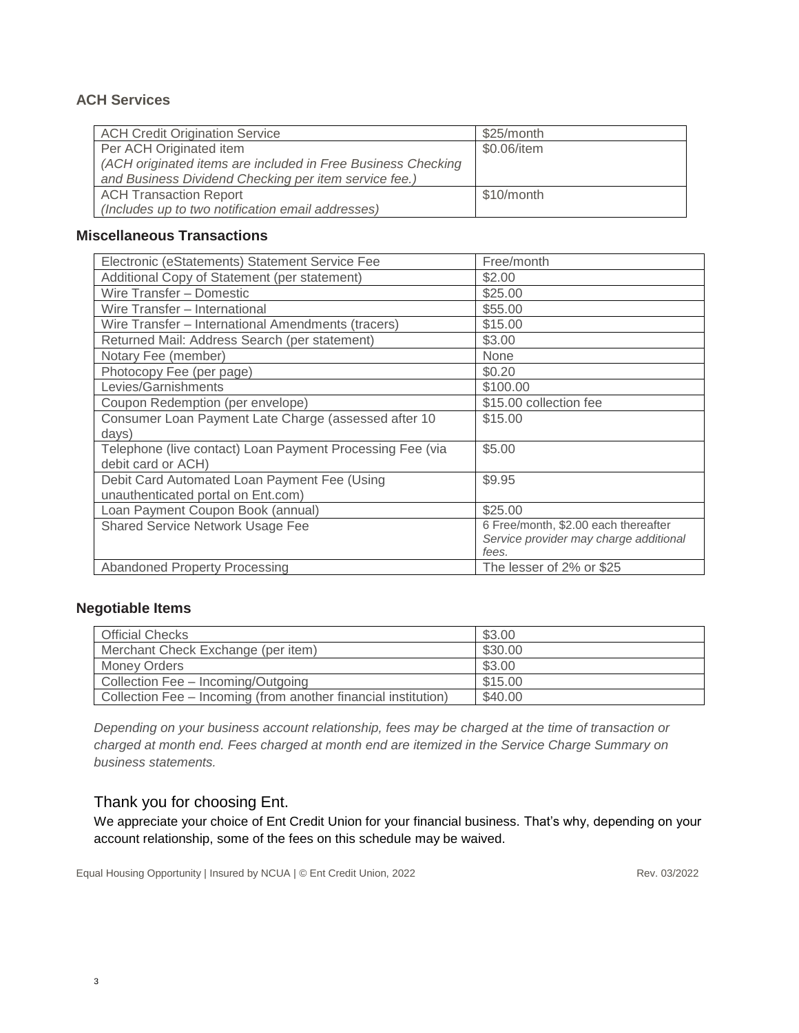## ACH Services

| | |
|---|---|
| ACH Credit Origination Service | $25/month |
| Per ACH Originated item<br>*(ACH originated items are included in Free Business Checking and Business Dividend Checking per item service fee.)* | $0.06/item |
| ACH Transaction Report<br>*(Includes up to two notification email addresses)* | $10/month |

## Miscellaneous Transactions

| | |
|---|---|
| Electronic (eStatements) Statement Service Fee | Free/month |
| Additional Copy of Statement (per statement) | $2.00 |
| Wire Transfer – Domestic | $25.00 |
| Wire Transfer – International | $55.00 |
| Wire Transfer – International Amendments (tracers) | $15.00 |
| Returned Mail: Address Search (per statement) | $3.00 |
| Notary Fee (member) | None |
| Photocopy Fee (per page) | $0.20 |
| Levies/Garnishments | $100.00 |
| Coupon Redemption (per envelope) | $15.00 collection fee |
| Consumer Loan Payment Late Charge (assessed after 10 days) | $15.00 |
| Telephone (live contact) Loan Payment Processing Fee (via debit card or ACH) | $5.00 |
| Debit Card Automated Loan Payment Fee (Using unauthenticated portal on Ent.com) | $9.95 |
| Loan Payment Coupon Book (annual) | $25.00 |
| Shared Service Network Usage Fee | 6 Free/month, $2.00 each thereafter<br>*Service provider may charge additional fees.* |
| Abandoned Property Processing | The lesser of 2% or $25 |

## Negotiable Items

| | |
|---|---|
| Official Checks | $3.00 |
| Merchant Check Exchange (per item) | $30.00 |
| Money Orders | $3.00 |
| Collection Fee – Incoming/Outgoing | $15.00 |
| Collection Fee – Incoming (from another financial institution) | $40.00 |

*Depending on your business account relationship, fees may be charged at the time of transaction or charged at month end. Fees charged at month end are itemized in the Service Charge Summary on business statements.*

## Thank you for choosing Ent.

We appreciate your choice of Ent Credit Union for your financial business. That's why, depending on your account relationship, some of the fees on this schedule may be waived.

Equal Housing Opportunity | Insured by NCUA | © Ent Credit Union, 2022 Rev. 03/2022